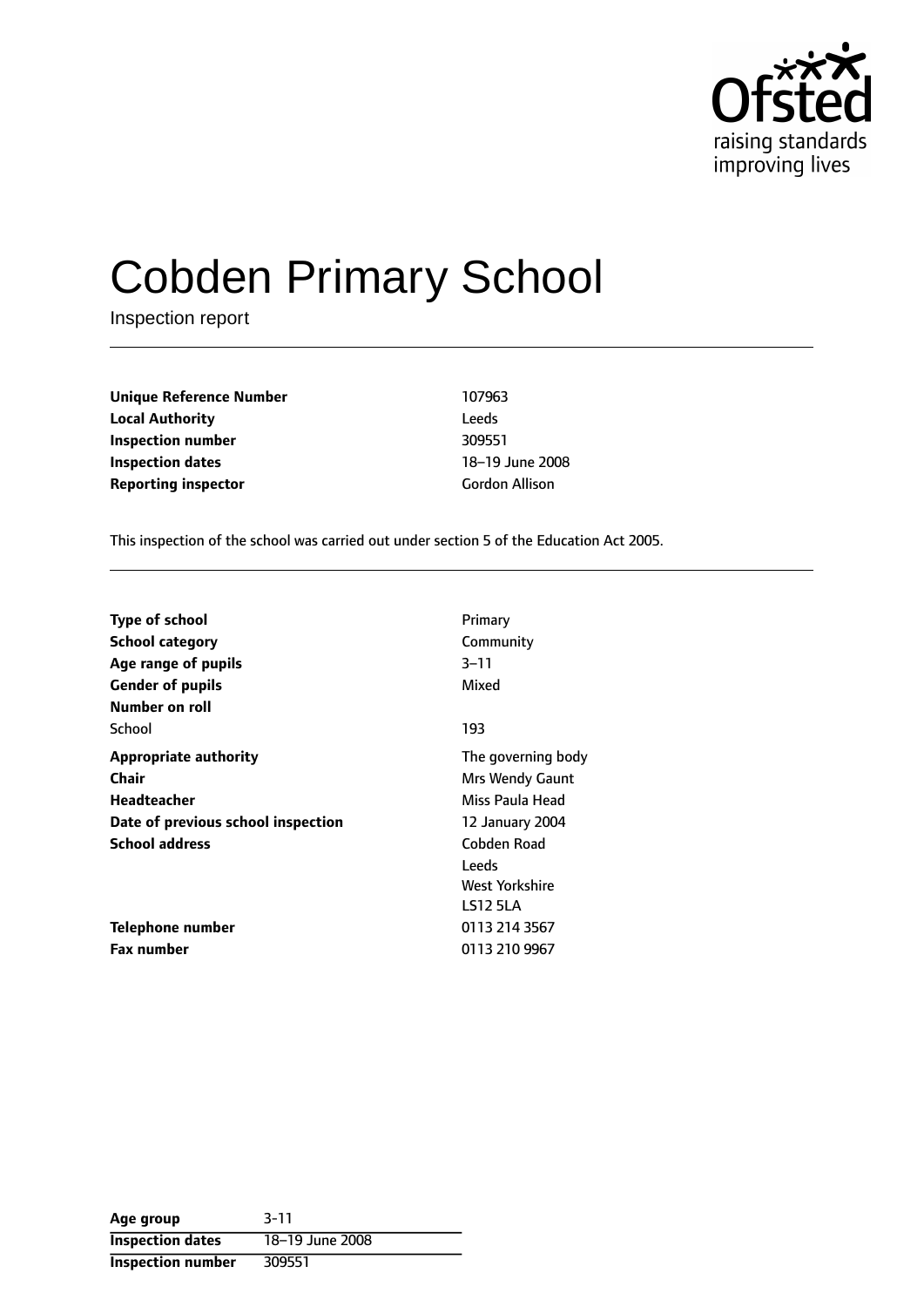# Cobden Primary School

Inspection report

| | |
|---|---|
| **Unique Reference Number** | 107963 |
| **Local Authority** | Leeds |
| **Inspection number** | 309551 |
| **Inspection dates** | 18–19 June 2008 |
| **Reporting inspector** | Gordon Allison |

This inspection of the school was carried out under section 5 of the Education Act 2005.

| | |
|---|---|
| **Type of school** | Primary |
| **School category** | Community |
| **Age range of pupils** | 3–11 |
| **Gender of pupils** | Mixed |
| **Number on roll** | |
| School | 193 |
| **Appropriate authority** | The governing body |
| **Chair** | Mrs Wendy Gaunt |
| **Headteacher** | Miss Paula Head |
| **Date of previous school inspection** | 12 January 2004 |
| **School address** | Cobden Road<br>Leeds<br>West Yorkshire<br>LS12 5LA |
| **Telephone number** | 0113 214 3567 |
| **Fax number** | 0113 210 9967 |

| | |
|---|---|
| **Age group** | 3-11 |
| **Inspection dates** | 18–19 June 2008 |
| **Inspection number** | 309551 |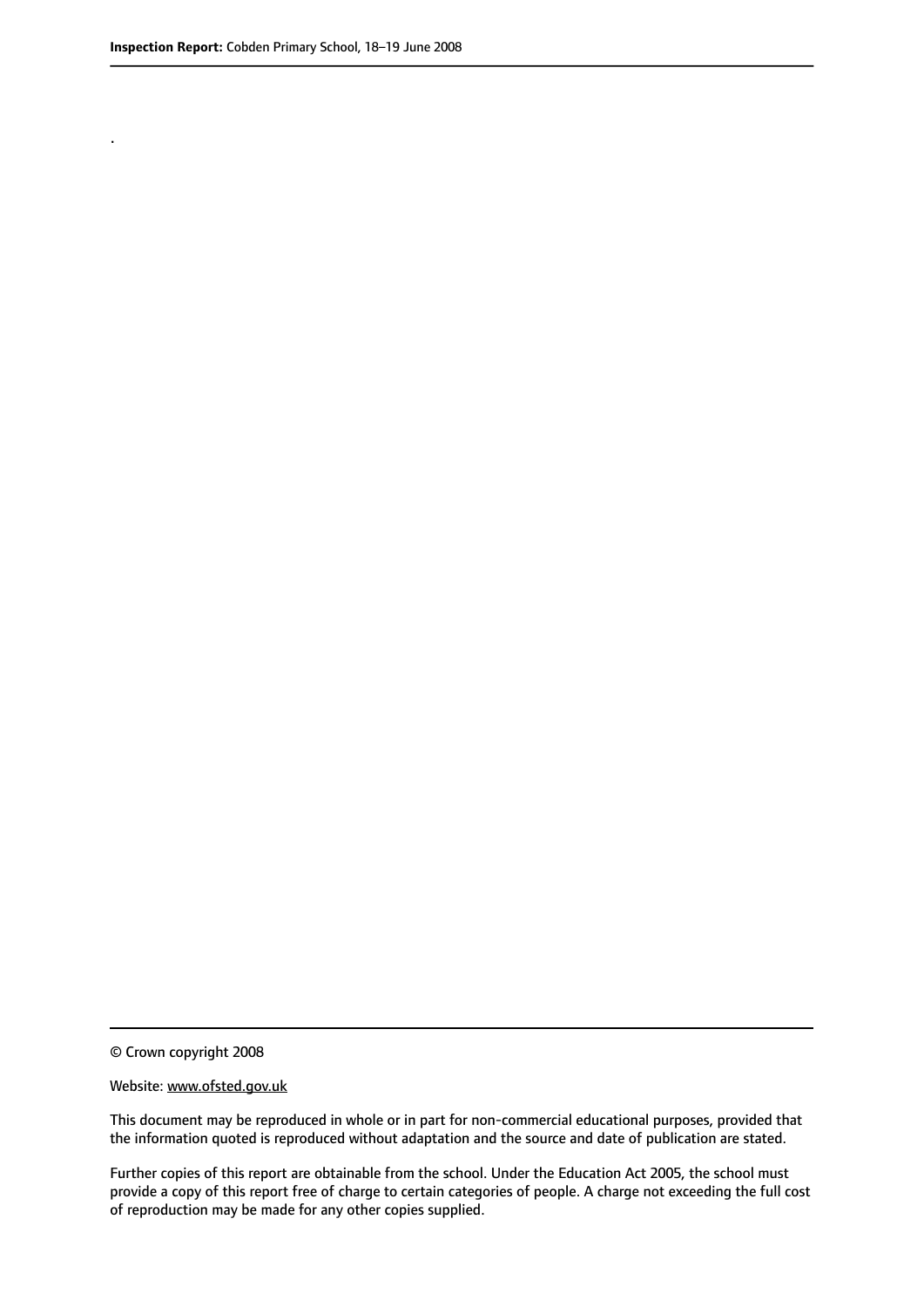.

© Crown copyright 2008

Website: www.ofsted.gov.uk

This document may be reproduced in whole or in part for non-commercial educational purposes, provided that the information quoted is reproduced without adaptation and the source and date of publication are stated.

Further copies of this report are obtainable from the school. Under the Education Act 2005, the school must provide a copy of this report free of charge to certain categories of people. A charge not exceeding the full cost of reproduction may be made for any other copies supplied.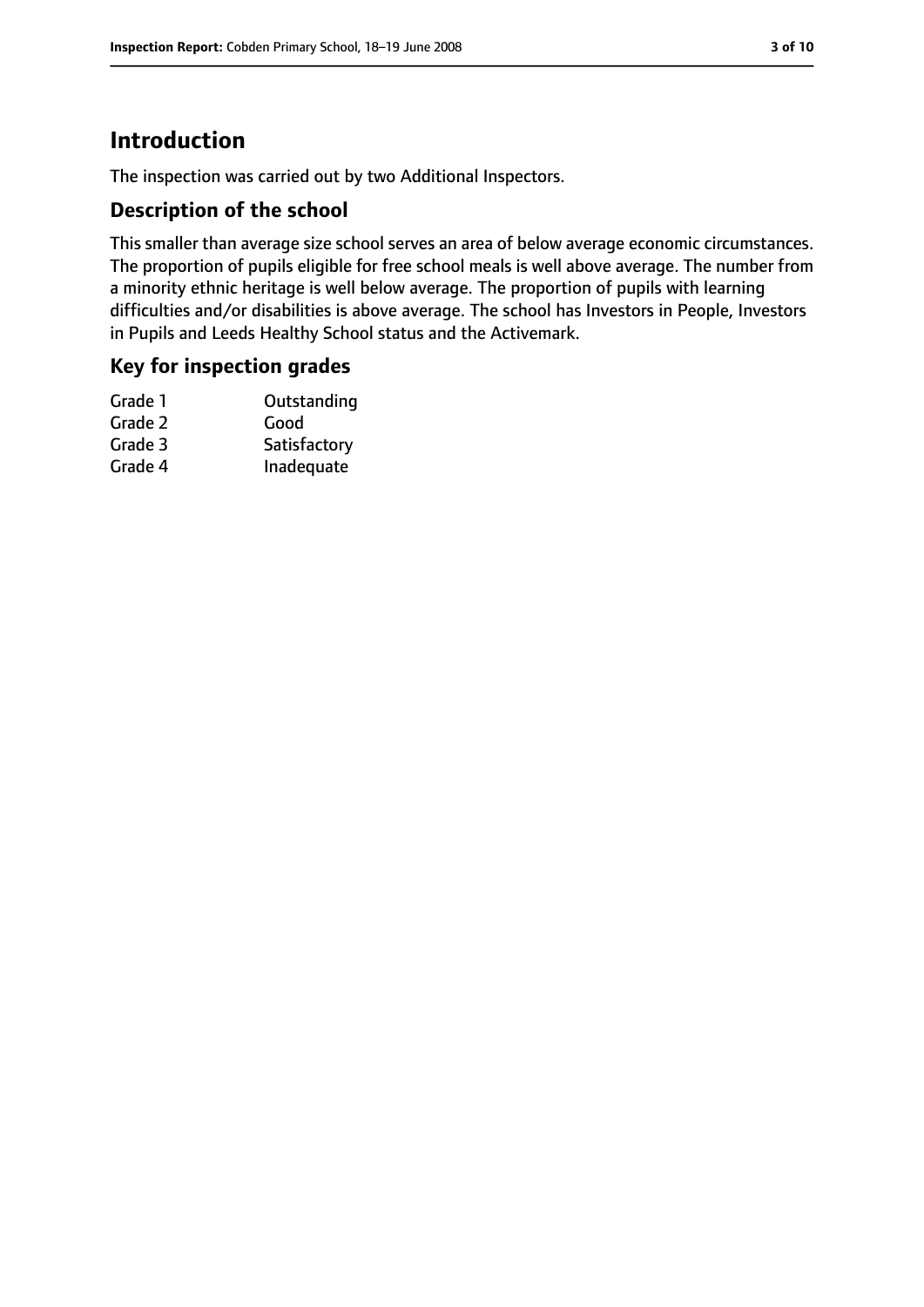# Introduction

The inspection was carried out by two Additional Inspectors.

## Description of the school

This smaller than average size school serves an area of below average economic circumstances. The proportion of pupils eligible for free school meals is well above average. The number from a minority ethnic heritage is well below average. The proportion of pupils with learning difficulties and/or disabilities is above average. The school has Investors in People, Investors in Pupils and Leeds Healthy School status and the Activemark.

## Key for inspection grades

| | |
|---|---|
| Grade 1 | Outstanding |
| Grade 2 | Good |
| Grade 3 | Satisfactory |
| Grade 4 | Inadequate |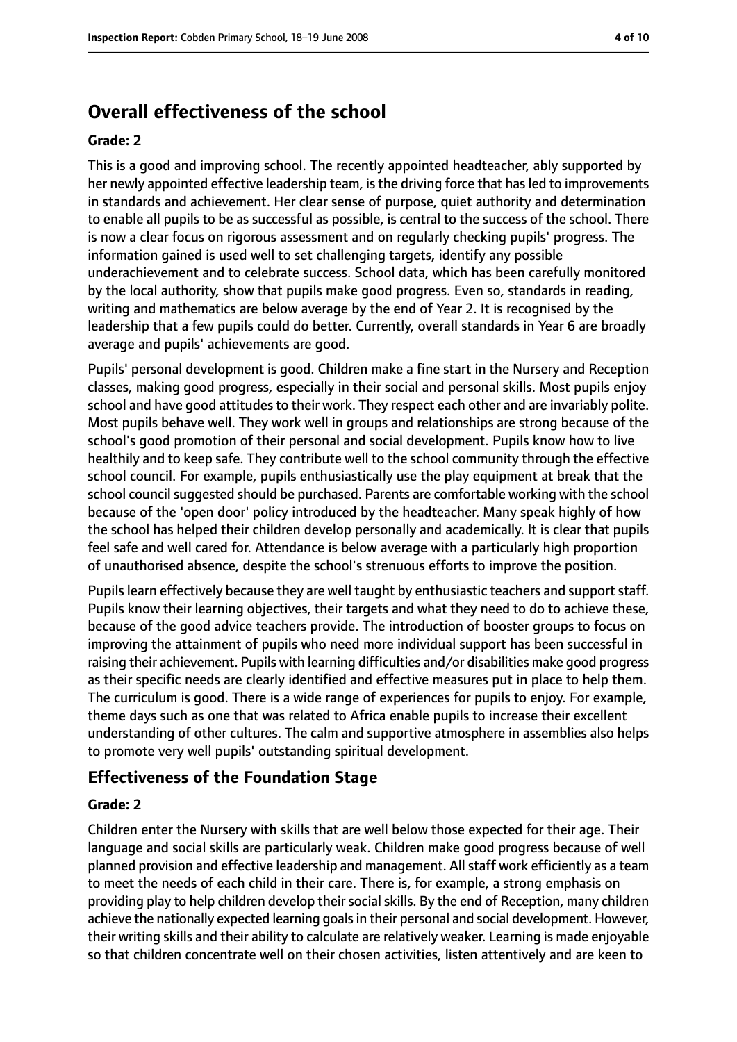## Overall effectiveness of the school

**Grade: 2**

This is a good and improving school. The recently appointed headteacher, ably supported by her newly appointed effective leadership team, is the driving force that has led to improvements in standards and achievement. Her clear sense of purpose, quiet authority and determination to enable all pupils to be as successful as possible, is central to the success of the school. There is now a clear focus on rigorous assessment and on regularly checking pupils' progress. The information gained is used well to set challenging targets, identify any possible underachievement and to celebrate success. School data, which has been carefully monitored by the local authority, show that pupils make good progress. Even so, standards in reading, writing and mathematics are below average by the end of Year 2. It is recognised by the leadership that a few pupils could do better. Currently, overall standards in Year 6 are broadly average and pupils' achievements are good.

Pupils' personal development is good. Children make a fine start in the Nursery and Reception classes, making good progress, especially in their social and personal skills. Most pupils enjoy school and have good attitudes to their work. They respect each other and are invariably polite. Most pupils behave well. They work well in groups and relationships are strong because of the school's good promotion of their personal and social development. Pupils know how to live healthily and to keep safe. They contribute well to the school community through the effective school council. For example, pupils enthusiastically use the play equipment at break that the school council suggested should be purchased. Parents are comfortable working with the school because of the 'open door' policy introduced by the headteacher. Many speak highly of how the school has helped their children develop personally and academically. It is clear that pupils feel safe and well cared for. Attendance is below average with a particularly high proportion of unauthorised absence, despite the school's strenuous efforts to improve the position.

Pupils learn effectively because they are well taught by enthusiastic teachers and support staff. Pupils know their learning objectives, their targets and what they need to do to achieve these, because of the good advice teachers provide. The introduction of booster groups to focus on improving the attainment of pupils who need more individual support has been successful in raising their achievement. Pupils with learning difficulties and/or disabilities make good progress as their specific needs are clearly identified and effective measures put in place to help them. The curriculum is good. There is a wide range of experiences for pupils to enjoy. For example, theme days such as one that was related to Africa enable pupils to increase their excellent understanding of other cultures. The calm and supportive atmosphere in assemblies also helps to promote very well pupils' outstanding spiritual development.

## Effectiveness of the Foundation Stage

**Grade: 2**

Children enter the Nursery with skills that are well below those expected for their age. Their language and social skills are particularly weak. Children make good progress because of well planned provision and effective leadership and management. All staff work efficiently as a team to meet the needs of each child in their care. There is, for example, a strong emphasis on providing play to help children develop their social skills. By the end of Reception, many children achieve the nationally expected learning goals in their personal and social development. However, their writing skills and their ability to calculate are relatively weaker. Learning is made enjoyable so that children concentrate well on their chosen activities, listen attentively and are keen to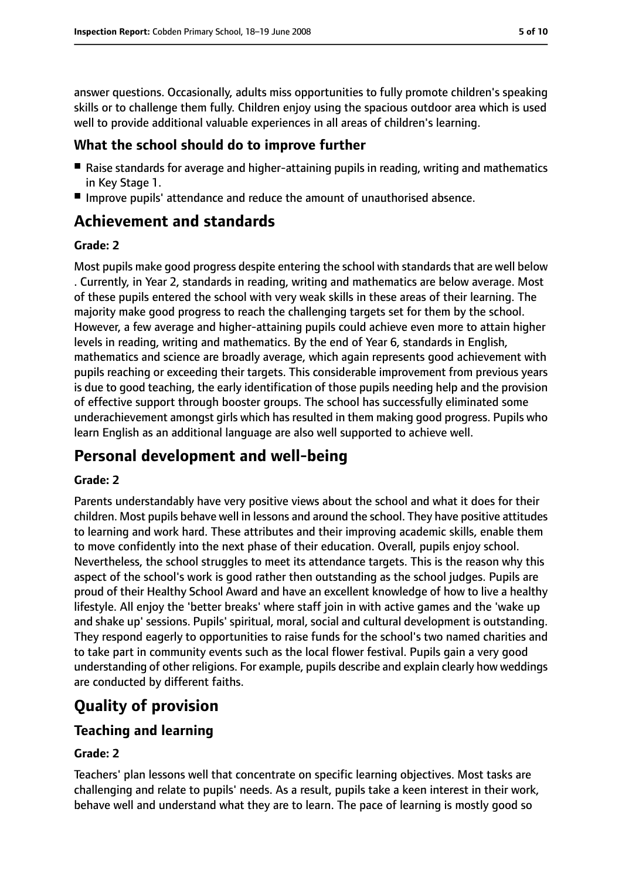answer questions. Occasionally, adults miss opportunities to fully promote children's speaking skills or to challenge them fully. Children enjoy using the spacious outdoor area which is used well to provide additional valuable experiences in all areas of children's learning.

### What the school should do to improve further

- Raise standards for average and higher-attaining pupils in reading, writing and mathematics in Key Stage 1.
- Improve pupils' attendance and reduce the amount of unauthorised absence.

## Achievement and standards

**Grade: 2**

Most pupils make good progress despite entering the school with standards that are well below . Currently, in Year 2, standards in reading, writing and mathematics are below average. Most of these pupils entered the school with very weak skills in these areas of their learning. The majority make good progress to reach the challenging targets set for them by the school. However, a few average and higher-attaining pupils could achieve even more to attain higher levels in reading, writing and mathematics. By the end of Year 6, standards in English, mathematics and science are broadly average, which again represents good achievement with pupils reaching or exceeding their targets. This considerable improvement from previous years is due to good teaching, the early identification of those pupils needing help and the provision of effective support through booster groups. The school has successfully eliminated some underachievement amongst girls which has resulted in them making good progress. Pupils who learn English as an additional language are also well supported to achieve well.

## Personal development and well-being

**Grade: 2**

Parents understandably have very positive views about the school and what it does for their children. Most pupils behave well in lessons and around the school. They have positive attitudes to learning and work hard. These attributes and their improving academic skills, enable them to move confidently into the next phase of their education. Overall, pupils enjoy school. Nevertheless, the school struggles to meet its attendance targets. This is the reason why this aspect of the school's work is good rather then outstanding as the school judges. Pupils are proud of their Healthy School Award and have an excellent knowledge of how to live a healthy lifestyle. All enjoy the 'better breaks' where staff join in with active games and the 'wake up and shake up' sessions. Pupils' spiritual, moral, social and cultural development is outstanding. They respond eagerly to opportunities to raise funds for the school's two named charities and to take part in community events such as the local flower festival. Pupils gain a very good understanding of other religions. For example, pupils describe and explain clearly how weddings are conducted by different faiths.

## Quality of provision

### Teaching and learning

**Grade: 2**

Teachers' plan lessons well that concentrate on specific learning objectives. Most tasks are challenging and relate to pupils' needs. As a result, pupils take a keen interest in their work, behave well and understand what they are to learn. The pace of learning is mostly good so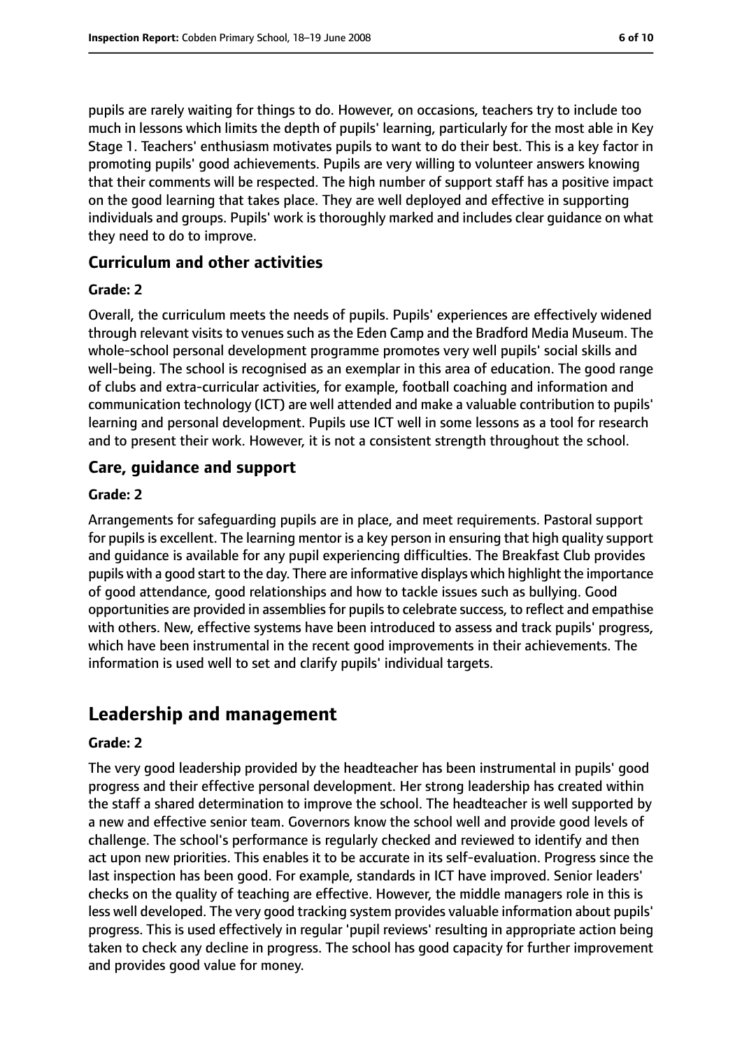pupils are rarely waiting for things to do. However, on occasions, teachers try to include too much in lessons which limits the depth of pupils' learning, particularly for the most able in Key Stage 1. Teachers' enthusiasm motivates pupils to want to do their best. This is a key factor in promoting pupils' good achievements. Pupils are very willing to volunteer answers knowing that their comments will be respected. The high number of support staff has a positive impact on the good learning that takes place. They are well deployed and effective in supporting individuals and groups. Pupils' work is thoroughly marked and includes clear guidance on what they need to do to improve.

### Curriculum and other activities

#### Grade: 2

Overall, the curriculum meets the needs of pupils. Pupils' experiences are effectively widened through relevant visits to venues such as the Eden Camp and the Bradford Media Museum. The whole-school personal development programme promotes very well pupils' social skills and well-being. The school is recognised as an exemplar in this area of education. The good range of clubs and extra-curricular activities, for example, football coaching and information and communication technology (ICT) are well attended and make a valuable contribution to pupils' learning and personal development. Pupils use ICT well in some lessons as a tool for research and to present their work. However, it is not a consistent strength throughout the school.

### Care, guidance and support

#### Grade: 2

Arrangements for safeguarding pupils are in place, and meet requirements. Pastoral support for pupils is excellent. The learning mentor is a key person in ensuring that high quality support and guidance is available for any pupil experiencing difficulties. The Breakfast Club provides pupils with a good start to the day. There are informative displays which highlight the importance of good attendance, good relationships and how to tackle issues such as bullying. Good opportunities are provided in assemblies for pupils to celebrate success, to reflect and empathise with others. New, effective systems have been introduced to assess and track pupils' progress, which have been instrumental in the recent good improvements in their achievements. The information is used well to set and clarify pupils' individual targets.

## Leadership and management

#### Grade: 2

The very good leadership provided by the headteacher has been instrumental in pupils' good progress and their effective personal development. Her strong leadership has created within the staff a shared determination to improve the school. The headteacher is well supported by a new and effective senior team. Governors know the school well and provide good levels of challenge. The school's performance is regularly checked and reviewed to identify and then act upon new priorities. This enables it to be accurate in its self-evaluation. Progress since the last inspection has been good. For example, standards in ICT have improved. Senior leaders' checks on the quality of teaching are effective. However, the middle managers role in this is less well developed. The very good tracking system provides valuable information about pupils' progress. This is used effectively in regular 'pupil reviews' resulting in appropriate action being taken to check any decline in progress. The school has good capacity for further improvement and provides good value for money.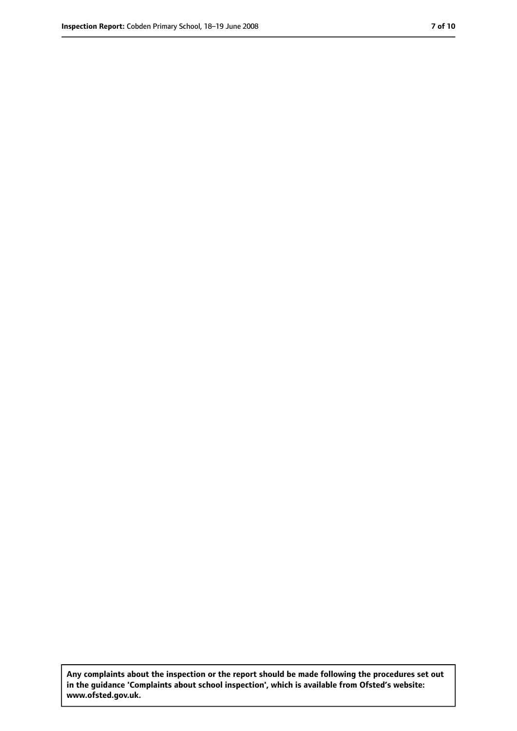**Any complaints about the inspection or the report should be made following the procedures set out in the guidance 'Complaints about school inspection', which is available from Ofsted's website: www.ofsted.gov.uk.**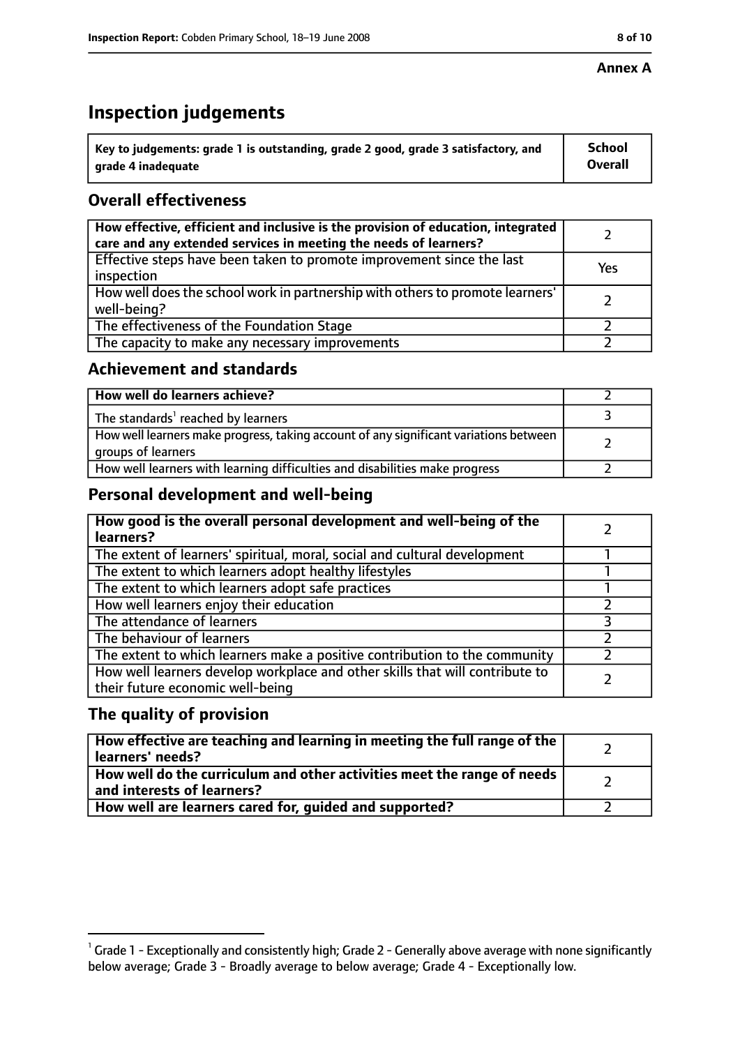**Annex A**

# Inspection judgements

| Key to judgements: grade 1 is outstanding, grade 2 good, grade 3 satisfactory, and grade 4 inadequate | School Overall |
|---|---|

## Overall effectiveness

| | |
|---|---|
| **How effective, efficient and inclusive is the provision of education, integrated care and any extended services in meeting the needs of learners?** | 2 |
| Effective steps have been taken to promote improvement since the last inspection | Yes |
| How well does the school work in partnership with others to promote learners' well-being? | 2 |
| The effectiveness of the Foundation Stage | 2 |
| The capacity to make any necessary improvements | 2 |

## Achievement and standards

| | |
|---|---|
| **How well do learners achieve?** | 2 |
| The standards[1] reached by learners | 3 |
| How well learners make progress, taking account of any significant variations between groups of learners | 2 |
| How well learners with learning difficulties and disabilities make progress | 2 |

## Personal development and well-being

| | |
|---|---|
| **How good is the overall personal development and well-being of the learners?** | 2 |
| The extent of learners' spiritual, moral, social and cultural development | 1 |
| The extent to which learners adopt healthy lifestyles | 1 |
| The extent to which learners adopt safe practices | 1 |
| How well learners enjoy their education | 2 |
| The attendance of learners | 3 |
| The behaviour of learners | 2 |
| The extent to which learners make a positive contribution to the community | 2 |
| How well learners develop workplace and other skills that will contribute to their future economic well-being | 2 |

## The quality of provision

| | |
|---|---|
| **How effective are teaching and learning in meeting the full range of the learners' needs?** | 2 |
| **How well do the curriculum and other activities meet the range of needs and interests of learners?** | 2 |
| **How well are learners cared for, guided and supported?** | 2 |

[1] Grade 1 - Exceptionally and consistently high; Grade 2 - Generally above average with none significantly below average; Grade 3 - Broadly average to below average; Grade 4 - Exceptionally low.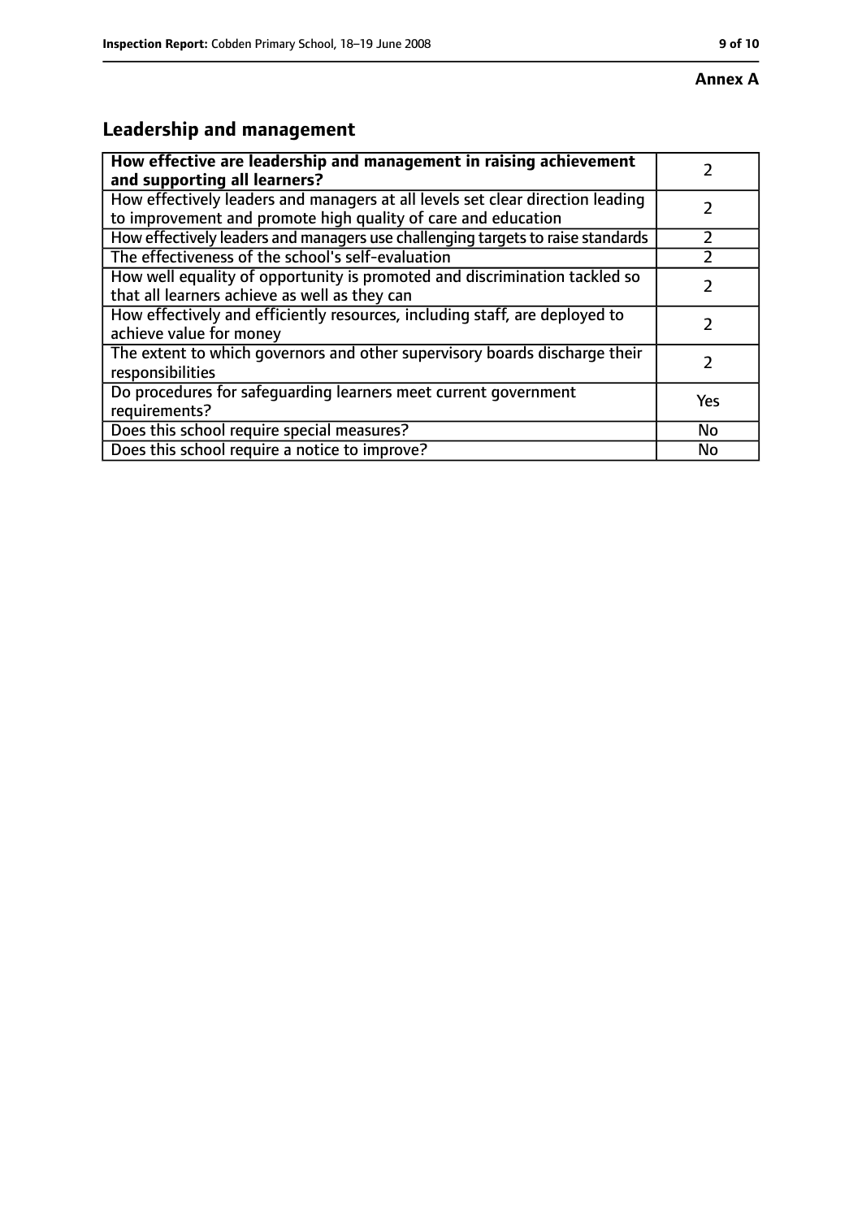**Annex A**

## Leadership and management

| How effective are leadership and management in raising achievement and supporting all learners? | 2 |
|---|---|
| How effectively leaders and managers at all levels set clear direction leading to improvement and promote high quality of care and education | 2 |
| How effectively leaders and managers use challenging targets to raise standards | 2 |
| The effectiveness of the school's self-evaluation | 2 |
| How well equality of opportunity is promoted and discrimination tackled so that all learners achieve as well as they can | 2 |
| How effectively and efficiently resources, including staff, are deployed to achieve value for money | 2 |
| The extent to which governors and other supervisory boards discharge their responsibilities | 2 |
| Do procedures for safeguarding learners meet current government requirements? | Yes |
| Does this school require special measures? | No |
| Does this school require a notice to improve? | No |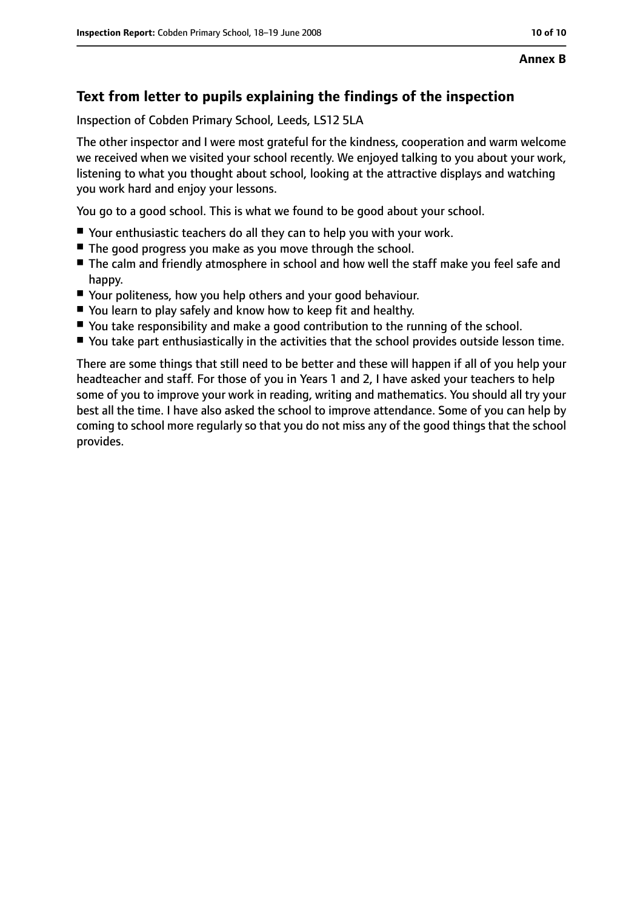**Annex B**

## Text from letter to pupils explaining the findings of the inspection

Inspection of Cobden Primary School, Leeds, LS12 5LA

The other inspector and I were most grateful for the kindness, cooperation and warm welcome we received when we visited your school recently. We enjoyed talking to you about your work, listening to what you thought about school, looking at the attractive displays and watching you work hard and enjoy your lessons.

You go to a good school. This is what we found to be good about your school.

- Your enthusiastic teachers do all they can to help you with your work.
- The good progress you make as you move through the school.
- The calm and friendly atmosphere in school and how well the staff make you feel safe and happy.
- Your politeness, how you help others and your good behaviour.
- You learn to play safely and know how to keep fit and healthy.
- You take responsibility and make a good contribution to the running of the school.
- You take part enthusiastically in the activities that the school provides outside lesson time.

There are some things that still need to be better and these will happen if all of you help your headteacher and staff. For those of you in Years 1 and 2, I have asked your teachers to help some of you to improve your work in reading, writing and mathematics. You should all try your best all the time. I have also asked the school to improve attendance. Some of you can help by coming to school more regularly so that you do not miss any of the good things that the school provides.